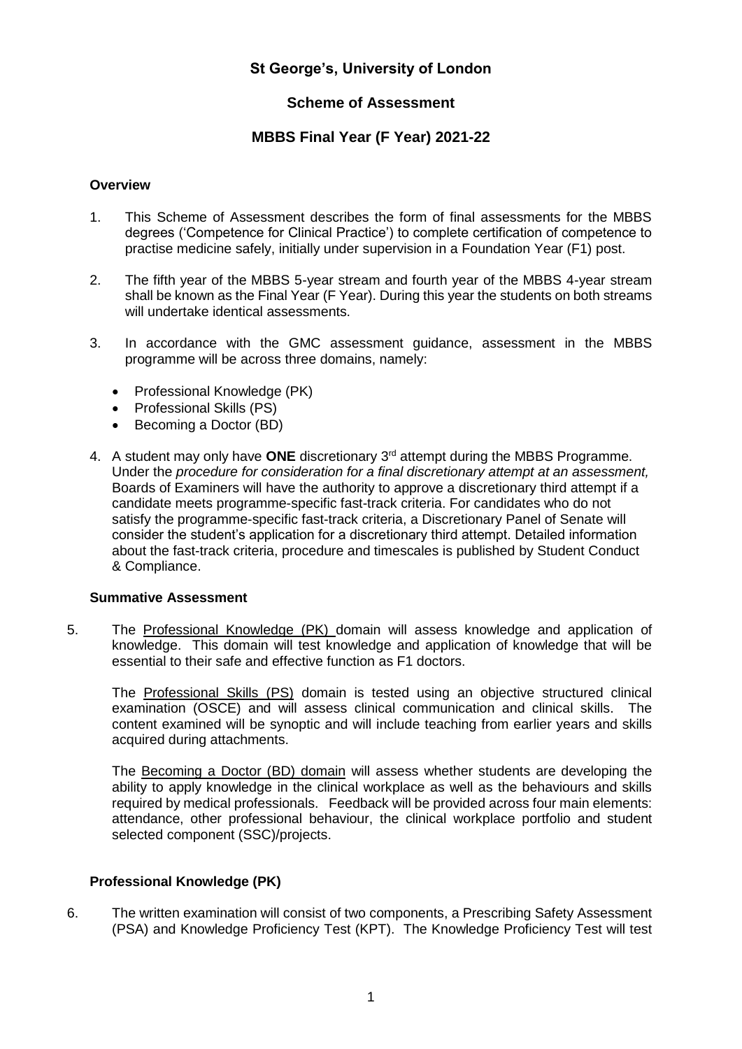# St George's, University of London

## Scheme of Assessment

## MBBS Final Year (F Year) 2021-22

### Overview

1. This Scheme of Assessment describes the form of final assessments for the MBBS degrees ('Competence for Clinical Practice') to complete certification of competence to practise medicine safely, initially under supervision in a Foundation Year (F1) post.

2. The fifth year of the MBBS 5-year stream and fourth year of the MBBS 4-year stream shall be known as the Final Year (F Year). During this year the students on both streams will undertake identical assessments.

3. In accordance with the GMC assessment guidance, assessment in the MBBS programme will be across three domains, namely:

   - Professional Knowledge (PK)
   - Professional Skills (PS)
   - Becoming a Doctor (BD)

4. A student may only have **ONE** discretionary 3rd attempt during the MBBS Programme. Under the *procedure for consideration for a final discretionary attempt at an assessment,* Boards of Examiners will have the authority to approve a discretionary third attempt if a candidate meets programme-specific fast-track criteria. For candidates who do not satisfy the programme-specific fast-track criteria, a Discretionary Panel of Senate will consider the student's application for a discretionary third attempt. Detailed information about the fast-track criteria, procedure and timescales is published by Student Conduct & Compliance.

### Summative Assessment

5. The Professional Knowledge (PK) domain will assess knowledge and application of knowledge. This domain will test knowledge and application of knowledge that will be essential to their safe and effective function as F1 doctors.

   The Professional Skills (PS) domain is tested using an objective structured clinical examination (OSCE) and will assess clinical communication and clinical skills. The content examined will be synoptic and will include teaching from earlier years and skills acquired during attachments.

   The Becoming a Doctor (BD) domain will assess whether students are developing the ability to apply knowledge in the clinical workplace as well as the behaviours and skills required by medical professionals. Feedback will be provided across four main elements: attendance, other professional behaviour, the clinical workplace portfolio and student selected component (SSC)/projects.

### Professional Knowledge (PK)

6. The written examination will consist of two components, a Prescribing Safety Assessment (PSA) and Knowledge Proficiency Test (KPT). The Knowledge Proficiency Test will test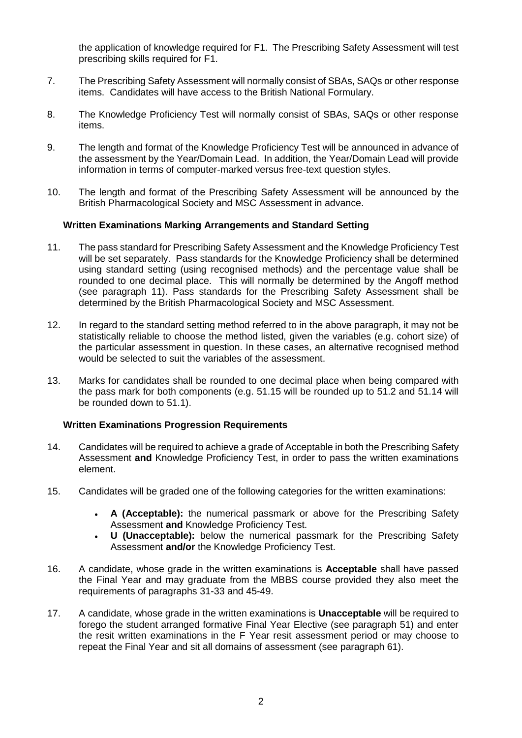the application of knowledge required for F1. The Prescribing Safety Assessment will test prescribing skills required for F1.

7. The Prescribing Safety Assessment will normally consist of SBAs, SAQs or other response items. Candidates will have access to the British National Formulary.

8. The Knowledge Proficiency Test will normally consist of SBAs, SAQs or other response items.

9. The length and format of the Knowledge Proficiency Test will be announced in advance of the assessment by the Year/Domain Lead. In addition, the Year/Domain Lead will provide information in terms of computer-marked versus free-text question styles.

10. The length and format of the Prescribing Safety Assessment will be announced by the British Pharmacological Society and MSC Assessment in advance.

### Written Examinations Marking Arrangements and Standard Setting

11. The pass standard for Prescribing Safety Assessment and the Knowledge Proficiency Test will be set separately. Pass standards for the Knowledge Proficiency shall be determined using standard setting (using recognised methods) and the percentage value shall be rounded to one decimal place. This will normally be determined by the Angoff method (see paragraph 11). Pass standards for the Prescribing Safety Assessment shall be determined by the British Pharmacological Society and MSC Assessment.

12. In regard to the standard setting method referred to in the above paragraph, it may not be statistically reliable to choose the method listed, given the variables (e.g. cohort size) of the particular assessment in question. In these cases, an alternative recognised method would be selected to suit the variables of the assessment.

13. Marks for candidates shall be rounded to one decimal place when being compared with the pass mark for both components (e.g. 51.15 will be rounded up to 51.2 and 51.14 will be rounded down to 51.1).

### Written Examinations Progression Requirements

14. Candidates will be required to achieve a grade of Acceptable in both the Prescribing Safety Assessment **and** Knowledge Proficiency Test, in order to pass the written examinations element.

15. Candidates will be graded one of the following categories for the written examinations:

    - **A (Acceptable):** the numerical passmark or above for the Prescribing Safety Assessment **and** Knowledge Proficiency Test.
    - **U (Unacceptable):** below the numerical passmark for the Prescribing Safety Assessment **and/or** the Knowledge Proficiency Test.

16. A candidate, whose grade in the written examinations is **Acceptable** shall have passed the Final Year and may graduate from the MBBS course provided they also meet the requirements of paragraphs 31-33 and 45-49.

17. A candidate, whose grade in the written examinations is **Unacceptable** will be required to forego the student arranged formative Final Year Elective (see paragraph 51) and enter the resit written examinations in the F Year resit assessment period or may choose to repeat the Final Year and sit all domains of assessment (see paragraph 61).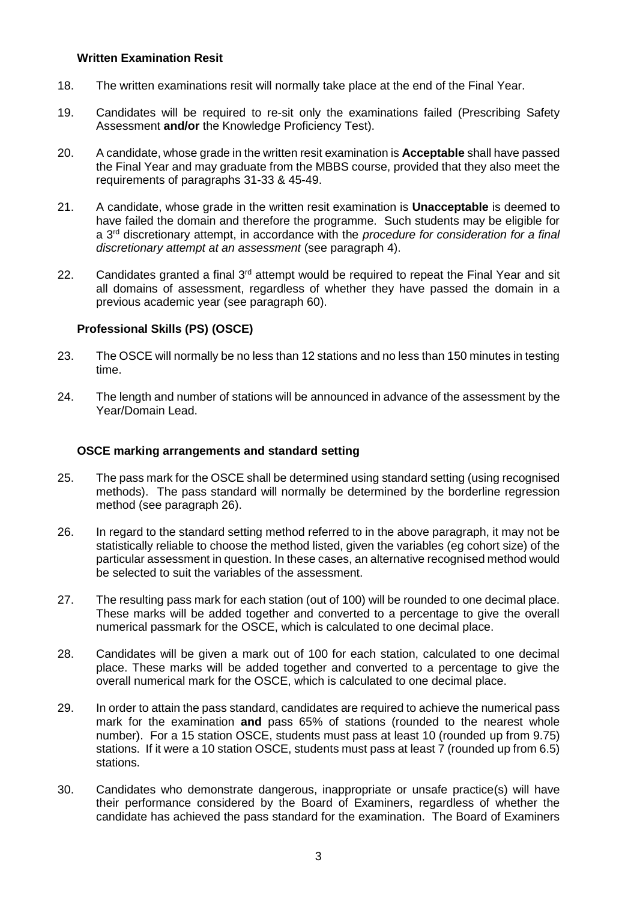### Written Examination Resit

18. The written examinations resit will normally take place at the end of the Final Year.

19. Candidates will be required to re-sit only the examinations failed (Prescribing Safety Assessment **and/or** the Knowledge Proficiency Test).

20. A candidate, whose grade in the written resit examination is **Acceptable** shall have passed the Final Year and may graduate from the MBBS course, provided that they also meet the requirements of paragraphs 31-33 & 45-49.

21. A candidate, whose grade in the written resit examination is **Unacceptable** is deemed to have failed the domain and therefore the programme. Such students may be eligible for a 3rd discretionary attempt, in accordance with the *procedure for consideration for a final discretionary attempt at an assessment* (see paragraph 4).

22. Candidates granted a final 3rd attempt would be required to repeat the Final Year and sit all domains of assessment, regardless of whether they have passed the domain in a previous academic year (see paragraph 60).

### Professional Skills (PS) (OSCE)

23. The OSCE will normally be no less than 12 stations and no less than 150 minutes in testing time.

24. The length and number of stations will be announced in advance of the assessment by the Year/Domain Lead.

### OSCE marking arrangements and standard setting

25. The pass mark for the OSCE shall be determined using standard setting (using recognised methods). The pass standard will normally be determined by the borderline regression method (see paragraph 26).

26. In regard to the standard setting method referred to in the above paragraph, it may not be statistically reliable to choose the method listed, given the variables (eg cohort size) of the particular assessment in question. In these cases, an alternative recognised method would be selected to suit the variables of the assessment.

27. The resulting pass mark for each station (out of 100) will be rounded to one decimal place. These marks will be added together and converted to a percentage to give the overall numerical passmark for the OSCE, which is calculated to one decimal place.

28. Candidates will be given a mark out of 100 for each station, calculated to one decimal place. These marks will be added together and converted to a percentage to give the overall numerical mark for the OSCE, which is calculated to one decimal place.

29. In order to attain the pass standard, candidates are required to achieve the numerical pass mark for the examination **and** pass 65% of stations (rounded to the nearest whole number). For a 15 station OSCE, students must pass at least 10 (rounded up from 9.75) stations. If it were a 10 station OSCE, students must pass at least 7 (rounded up from 6.5) stations.

30. Candidates who demonstrate dangerous, inappropriate or unsafe practice(s) will have their performance considered by the Board of Examiners, regardless of whether the candidate has achieved the pass standard for the examination. The Board of Examiners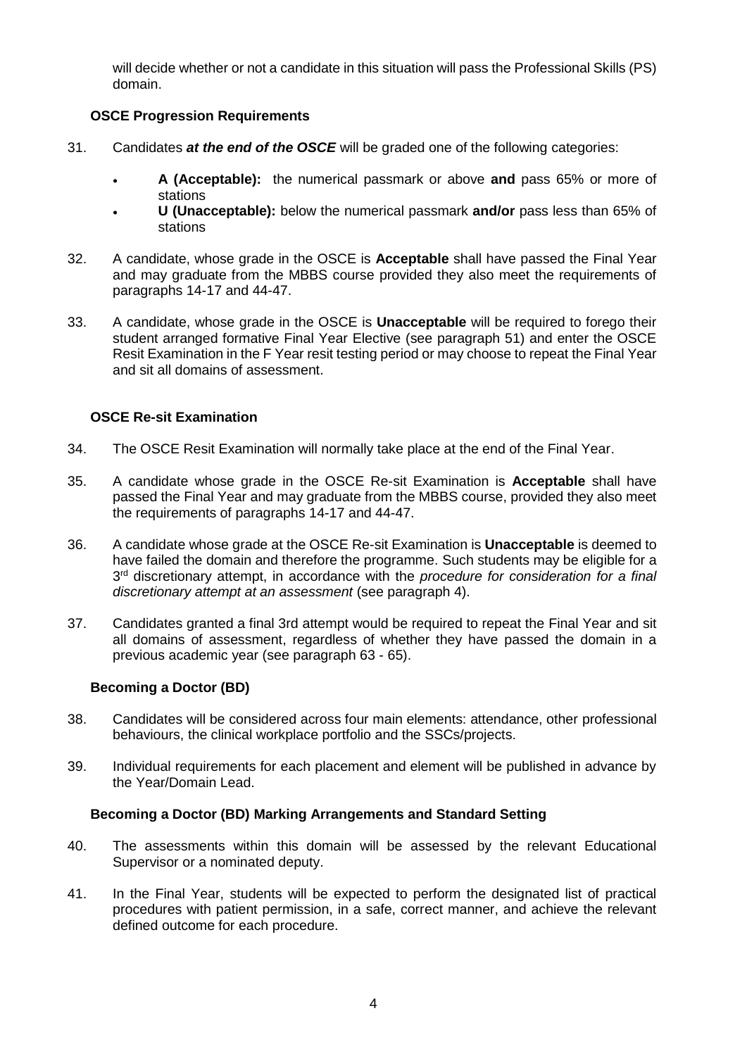will decide whether or not a candidate in this situation will pass the Professional Skills (PS) domain.

### OSCE Progression Requirements

31. Candidates ***at the end of the OSCE*** will be graded one of the following categories:

    - **A (Acceptable):** the numerical passmark or above **and** pass 65% or more of stations
    - **U (Unacceptable):** below the numerical passmark **and/or** pass less than 65% of stations

32. A candidate, whose grade in the OSCE is **Acceptable** shall have passed the Final Year and may graduate from the MBBS course provided they also meet the requirements of paragraphs 14-17 and 44-47.

33. A candidate, whose grade in the OSCE is **Unacceptable** will be required to forego their student arranged formative Final Year Elective (see paragraph 51) and enter the OSCE Resit Examination in the F Year resit testing period or may choose to repeat the Final Year and sit all domains of assessment.

### OSCE Re-sit Examination

34. The OSCE Resit Examination will normally take place at the end of the Final Year.

35. A candidate whose grade in the OSCE Re-sit Examination is **Acceptable** shall have passed the Final Year and may graduate from the MBBS course, provided they also meet the requirements of paragraphs 14-17 and 44-47.

36. A candidate whose grade at the OSCE Re-sit Examination is **Unacceptable** is deemed to have failed the domain and therefore the programme. Such students may be eligible for a 3rd discretionary attempt, in accordance with the *procedure for consideration for a final discretionary attempt at an assessment* (see paragraph 4).

37. Candidates granted a final 3rd attempt would be required to repeat the Final Year and sit all domains of assessment, regardless of whether they have passed the domain in a previous academic year (see paragraph 63 - 65).

### Becoming a Doctor (BD)

38. Candidates will be considered across four main elements: attendance, other professional behaviours, the clinical workplace portfolio and the SSCs/projects.

39. Individual requirements for each placement and element will be published in advance by the Year/Domain Lead.

### Becoming a Doctor (BD) Marking Arrangements and Standard Setting

40. The assessments within this domain will be assessed by the relevant Educational Supervisor or a nominated deputy.

41. In the Final Year, students will be expected to perform the designated list of practical procedures with patient permission, in a safe, correct manner, and achieve the relevant defined outcome for each procedure.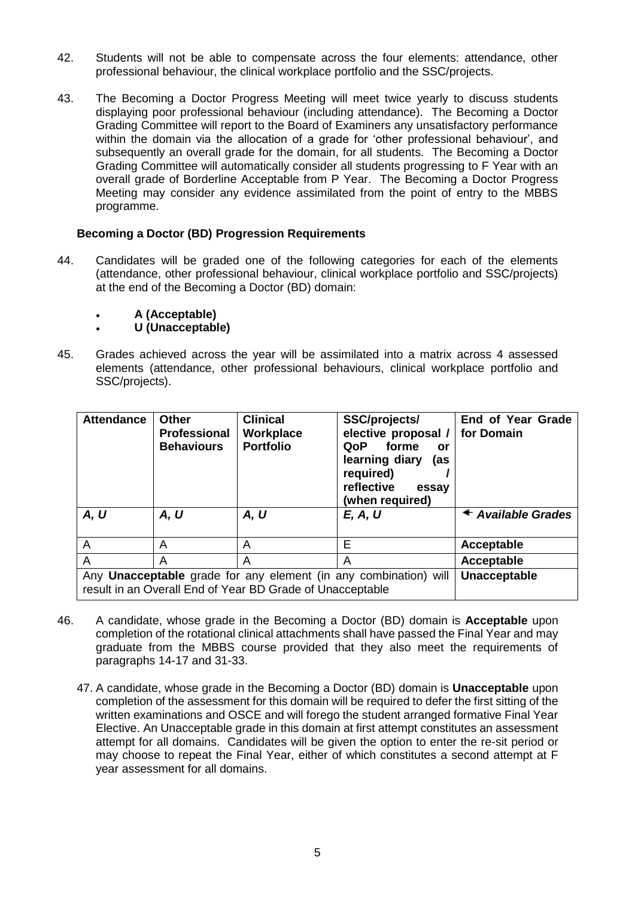42. Students will not be able to compensate across the four elements: attendance, other professional behaviour, the clinical workplace portfolio and the SSC/projects.

43. The Becoming a Doctor Progress Meeting will meet twice yearly to discuss students displaying poor professional behaviour (including attendance). The Becoming a Doctor Grading Committee will report to the Board of Examiners any unsatisfactory performance within the domain via the allocation of a grade for 'other professional behaviour', and subsequently an overall grade for the domain, for all students. The Becoming a Doctor Grading Committee will automatically consider all students progressing to F Year with an overall grade of Borderline Acceptable from P Year. The Becoming a Doctor Progress Meeting may consider any evidence assimilated from the point of entry to the MBBS programme.

### Becoming a Doctor (BD) Progression Requirements

44. Candidates will be graded one of the following categories for each of the elements (attendance, other professional behaviour, clinical workplace portfolio and SSC/projects) at the end of the Becoming a Doctor (BD) domain:

- **A (Acceptable)**
- **U (Unacceptable)**

45. Grades achieved across the year will be assimilated into a matrix across 4 assessed elements (attendance, other professional behaviours, clinical workplace portfolio and SSC/projects).

| Attendance | Other Professional Behaviours | Clinical Workplace Portfolio | SSC/projects/ elective proposal / QoP forme or learning diary (as required) / reflective essay (when required) | End of Year Grade for Domain |
|---|---|---|---|---|
| ***A, U*** | ***A, U*** | ***A, U*** | ***E, A, U*** | ***← Available Grades*** |
| A | A | A | E | **Acceptable** |
| A | A | A | A | **Acceptable** |
| Any **Unacceptable** grade for any element (in any combination) will result in an Overall End of Year BD Grade of Unacceptable | | | | **Unacceptable** |

46. A candidate, whose grade in the Becoming a Doctor (BD) domain is **Acceptable** upon completion of the rotational clinical attachments shall have passed the Final Year and may graduate from the MBBS course provided that they also meet the requirements of paragraphs 14-17 and 31-33.

47. A candidate, whose grade in the Becoming a Doctor (BD) domain is **Unacceptable** upon completion of the assessment for this domain will be required to defer the first sitting of the written examinations and OSCE and will forego the student arranged formative Final Year Elective. An Unacceptable grade in this domain at first attempt constitutes an assessment attempt for all domains. Candidates will be given the option to enter the re-sit period or may choose to repeat the Final Year, either of which constitutes a second attempt at F year assessment for all domains.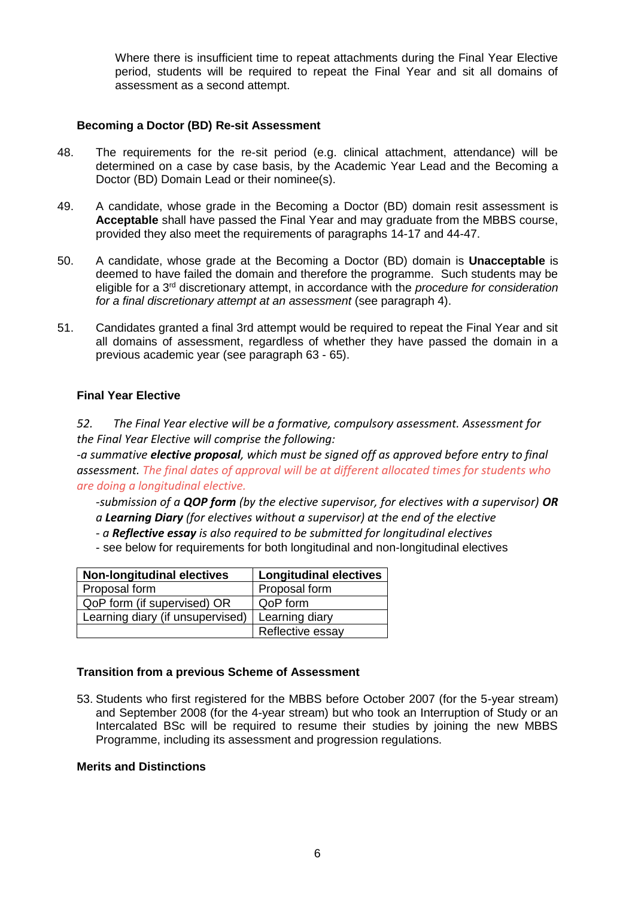Where there is insufficient time to repeat attachments during the Final Year Elective period, students will be required to repeat the Final Year and sit all domains of assessment as a second attempt.

### Becoming a Doctor (BD) Re-sit Assessment

48. The requirements for the re-sit period (e.g. clinical attachment, attendance) will be determined on a case by case basis, by the Academic Year Lead and the Becoming a Doctor (BD) Domain Lead or their nominee(s).

49. A candidate, whose grade in the Becoming a Doctor (BD) domain resit assessment is **Acceptable** shall have passed the Final Year and may graduate from the MBBS course, provided they also meet the requirements of paragraphs 14-17 and 44-47.

50. A candidate, whose grade at the Becoming a Doctor (BD) domain is **Unacceptable** is deemed to have failed the domain and therefore the programme. Such students may be eligible for a 3rd discretionary attempt, in accordance with the *procedure for consideration for a final discretionary attempt at an assessment* (see paragraph 4).

51. Candidates granted a final 3rd attempt would be required to repeat the Final Year and sit all domains of assessment, regardless of whether they have passed the domain in a previous academic year (see paragraph 63 - 65).

### Final Year Elective

*52. The Final Year elective will be a formative, compulsory assessment. Assessment for the Final Year Elective will comprise the following:*

*-a summative **elective proposal**, which must be signed off as approved before entry to final assessment. The final dates of approval will be at different allocated times for students who are doing a longitudinal elective.*

*-submission of a **QOP form** (by the elective supervisor, for electives with a supervisor) **OR** a **Learning Diary** (for electives without a supervisor) at the end of the elective*

*- a **Reflective essay** is also required to be submitted for longitudinal electives*

- see below for requirements for both longitudinal and non-longitudinal electives

| Non-longitudinal electives | Longitudinal electives |
|---|---|
| Proposal form | Proposal form |
| QoP form (if supervised) OR | QoP form |
| Learning diary (if unsupervised) | Learning diary |
| | Reflective essay |

### Transition from a previous Scheme of Assessment

53. Students who first registered for the MBBS before October 2007 (for the 5-year stream) and September 2008 (for the 4-year stream) but who took an Interruption of Study or an Intercalated BSc will be required to resume their studies by joining the new MBBS Programme, including its assessment and progression regulations.

### Merits and Distinctions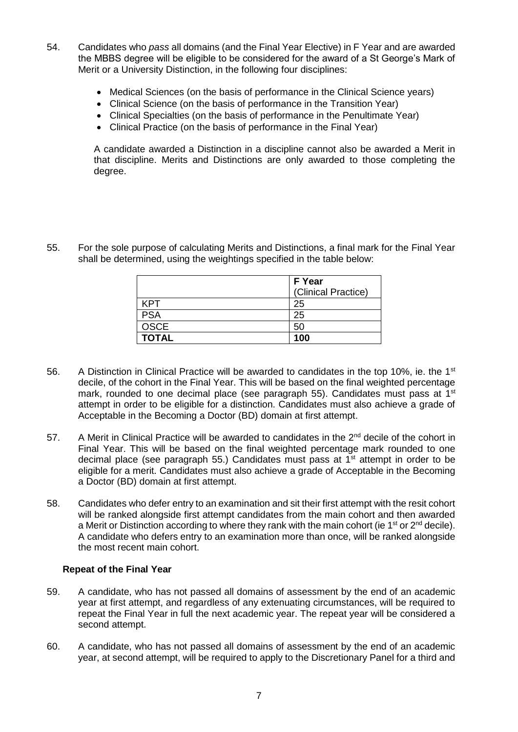54. Candidates who *pass* all domains (and the Final Year Elective) in F Year and are awarded the MBBS degree will be eligible to be considered for the award of a St George's Mark of Merit or a University Distinction, in the following four disciplines:

    - Medical Sciences (on the basis of performance in the Clinical Science years)
    - Clinical Science (on the basis of performance in the Transition Year)
    - Clinical Specialties (on the basis of performance in the Penultimate Year)
    - Clinical Practice (on the basis of performance in the Final Year)

    A candidate awarded a Distinction in a discipline cannot also be awarded a Merit in that discipline. Merits and Distinctions are only awarded to those completing the degree.

55. For the sole purpose of calculating Merits and Distinctions, a final mark for the Final Year shall be determined, using the weightings specified in the table below:

| | **F Year** (Clinical Practice) |
|---|---|
| KPT | 25 |
| PSA | 25 |
| OSCE | 50 |
| **TOTAL** | **100** |

56. A Distinction in Clinical Practice will be awarded to candidates in the top 10%, ie. the 1st decile, of the cohort in the Final Year. This will be based on the final weighted percentage mark, rounded to one decimal place (see paragraph 55). Candidates must pass at 1st attempt in order to be eligible for a distinction. Candidates must also achieve a grade of Acceptable in the Becoming a Doctor (BD) domain at first attempt.

57. A Merit in Clinical Practice will be awarded to candidates in the 2nd decile of the cohort in Final Year. This will be based on the final weighted percentage mark rounded to one decimal place (see paragraph 55.) Candidates must pass at 1st attempt in order to be eligible for a merit. Candidates must also achieve a grade of Acceptable in the Becoming a Doctor (BD) domain at first attempt.

58. Candidates who defer entry to an examination and sit their first attempt with the resit cohort will be ranked alongside first attempt candidates from the main cohort and then awarded a Merit or Distinction according to where they rank with the main cohort (ie 1st or 2nd decile). A candidate who defers entry to an examination more than once, will be ranked alongside the most recent main cohort.

### Repeat of the Final Year

59. A candidate, who has not passed all domains of assessment by the end of an academic year at first attempt, and regardless of any extenuating circumstances, will be required to repeat the Final Year in full the next academic year. The repeat year will be considered a second attempt.

60. A candidate, who has not passed all domains of assessment by the end of an academic year, at second attempt, will be required to apply to the Discretionary Panel for a third and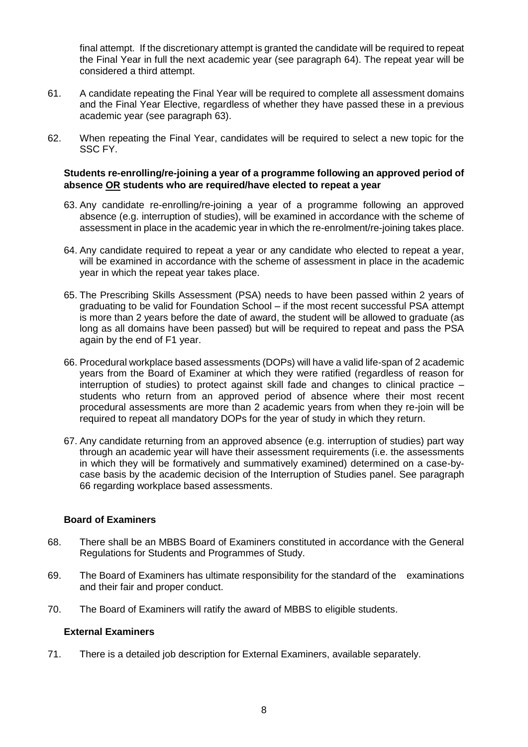final attempt. If the discretionary attempt is granted the candidate will be required to repeat the Final Year in full the next academic year (see paragraph 64). The repeat year will be considered a third attempt.

61. A candidate repeating the Final Year will be required to complete all assessment domains and the Final Year Elective, regardless of whether they have passed these in a previous academic year (see paragraph 63).

62. When repeating the Final Year, candidates will be required to select a new topic for the SSC FY.

**Students re-enrolling/re-joining a year of a programme following an approved period of absence <u>OR</u> students who are required/have elected to repeat a year**

63. Any candidate re-enrolling/re-joining a year of a programme following an approved absence (e.g. interruption of studies), will be examined in accordance with the scheme of assessment in place in the academic year in which the re-enrolment/re-joining takes place.

64. Any candidate required to repeat a year or any candidate who elected to repeat a year, will be examined in accordance with the scheme of assessment in place in the academic year in which the repeat year takes place.

65. The Prescribing Skills Assessment (PSA) needs to have been passed within 2 years of graduating to be valid for Foundation School – if the most recent successful PSA attempt is more than 2 years before the date of award, the student will be allowed to graduate (as long as all domains have been passed) but will be required to repeat and pass the PSA again by the end of F1 year.

66. Procedural workplace based assessments (DOPs) will have a valid life-span of 2 academic years from the Board of Examiner at which they were ratified (regardless of reason for interruption of studies) to protect against skill fade and changes to clinical practice – students who return from an approved period of absence where their most recent procedural assessments are more than 2 academic years from when they re-join will be required to repeat all mandatory DOPs for the year of study in which they return.

67. Any candidate returning from an approved absence (e.g. interruption of studies) part way through an academic year will have their assessment requirements (i.e. the assessments in which they will be formatively and summatively examined) determined on a case-by-case basis by the academic decision of the Interruption of Studies panel. See paragraph 66 regarding workplace based assessments.

**Board of Examiners**

68. There shall be an MBBS Board of Examiners constituted in accordance with the General Regulations for Students and Programmes of Study.

69. The Board of Examiners has ultimate responsibility for the standard of the examinations and their fair and proper conduct.

70. The Board of Examiners will ratify the award of MBBS to eligible students.

**External Examiners**

71. There is a detailed job description for External Examiners, available separately.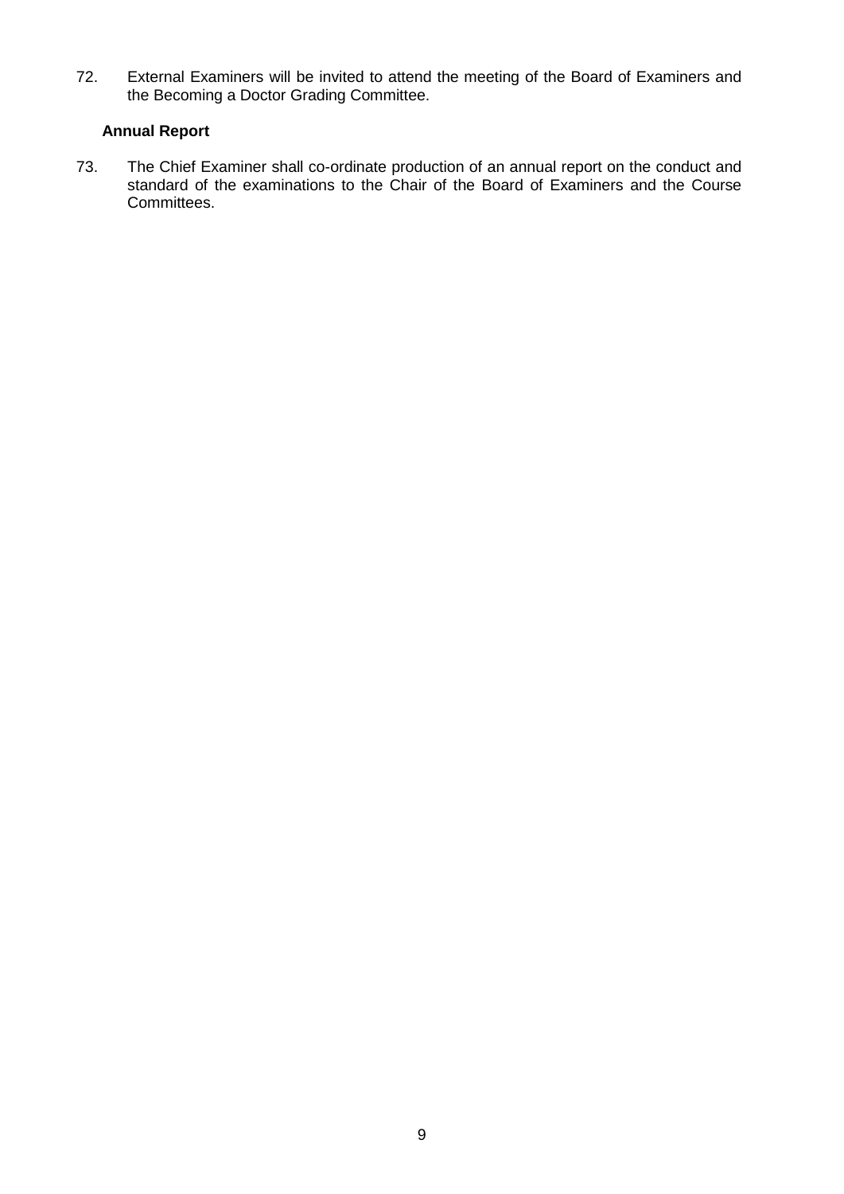72. External Examiners will be invited to attend the meeting of the Board of Examiners and the Becoming a Doctor Grading Committee.

### Annual Report

73. The Chief Examiner shall co-ordinate production of an annual report on the conduct and standard of the examinations to the Chair of the Board of Examiners and the Course Committees.